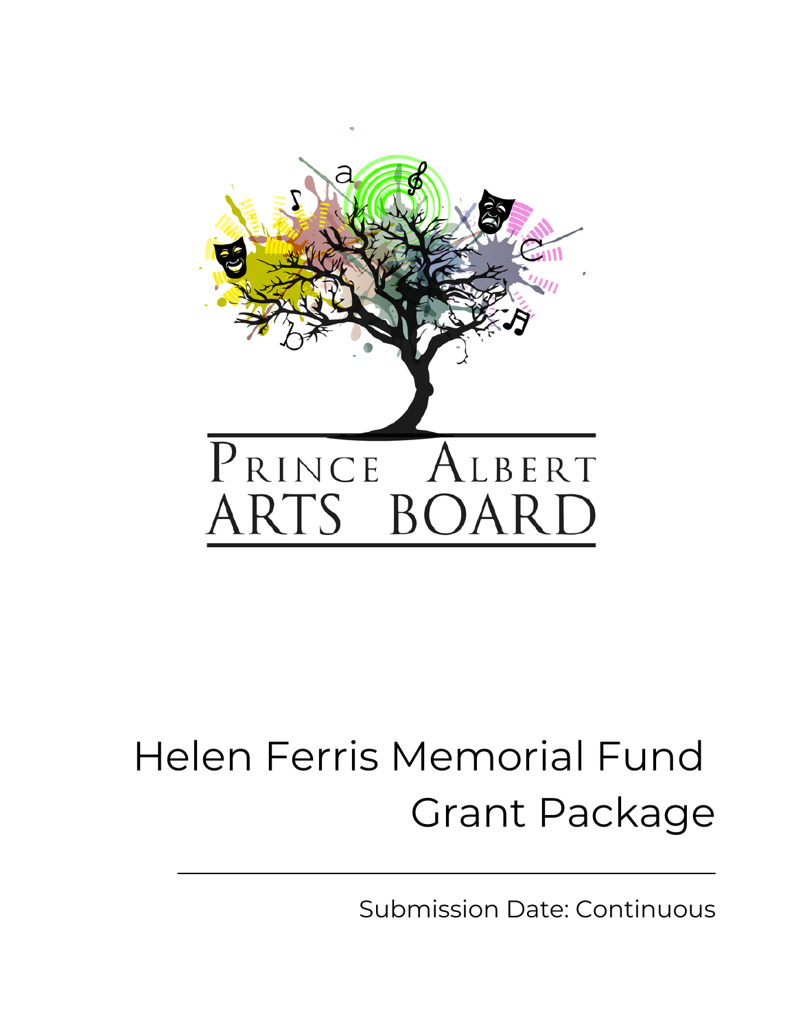PRINCE ALBERT ARTS BOARD

# Helen Ferris Memorial Fund Grant Package

Submission Date: Continuous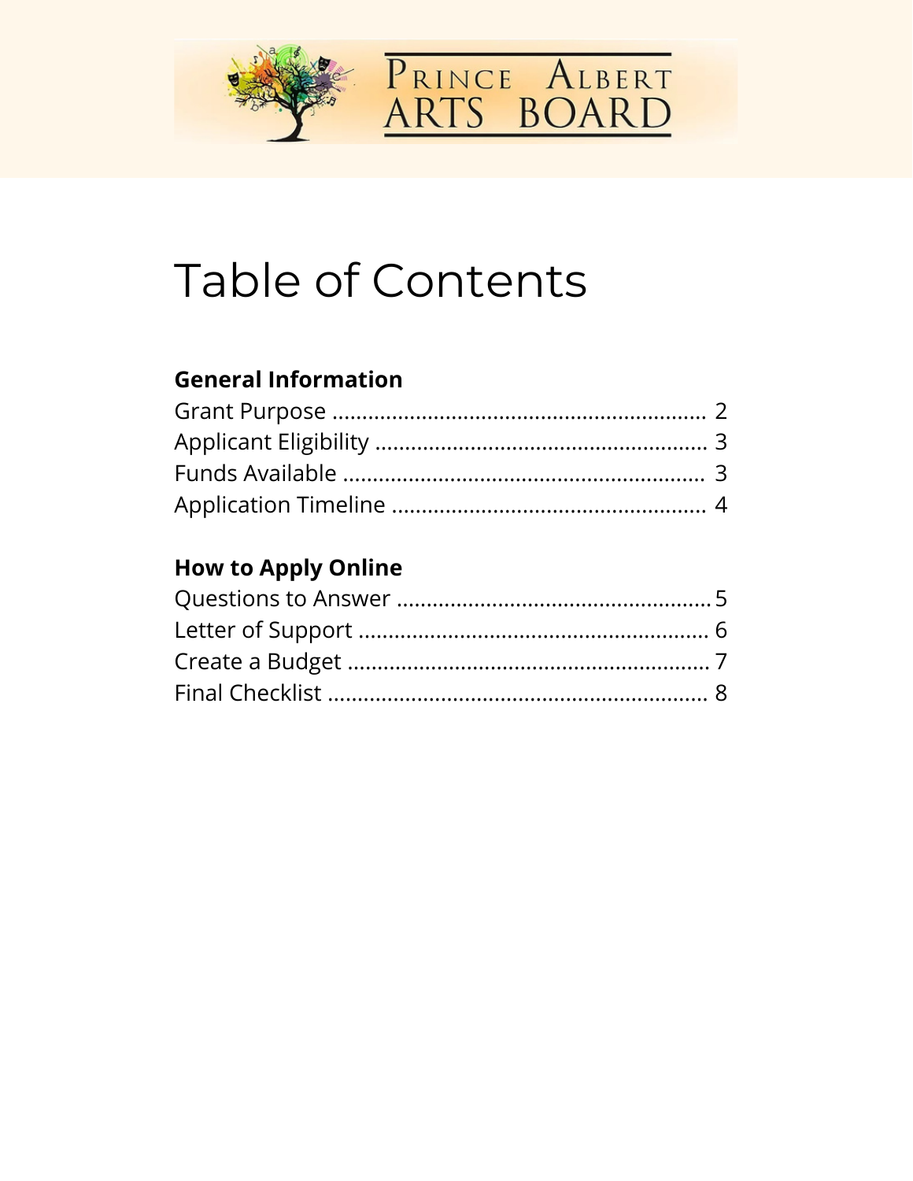# Table of Contents

## General Information

Grant Purpose ............................................................. 2
Applicant Eligibility ...................................................... 3
Funds Available ........................................................... 3
Application Timeline .................................................... 4

## How to Apply Online

Questions to Answer .................................................... 5
Letter of Support ......................................................... 6
Create a Budget ........................................................... 7
Final Checklist ............................................................... 8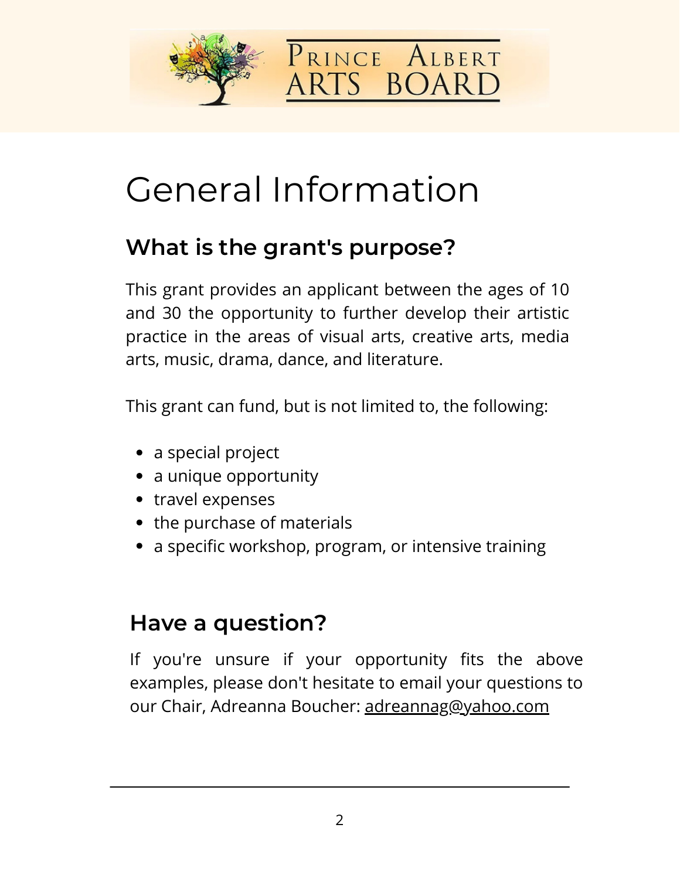# General Information

## What is the grant's purpose?

This grant provides an applicant between the ages of 10 and 30 the opportunity to further develop their artistic practice in the areas of visual arts, creative arts, media arts, music, drama, dance, and literature.

This grant can fund, but is not limited to, the following:

- a special project
- a unique opportunity
- travel expenses
- the purchase of materials
- a specific workshop, program, or intensive training

## Have a question?

If you're unsure if your opportunity fits the above examples, please don't hesitate to email your questions to our Chair, Adreanna Boucher: adreannag@yahoo.com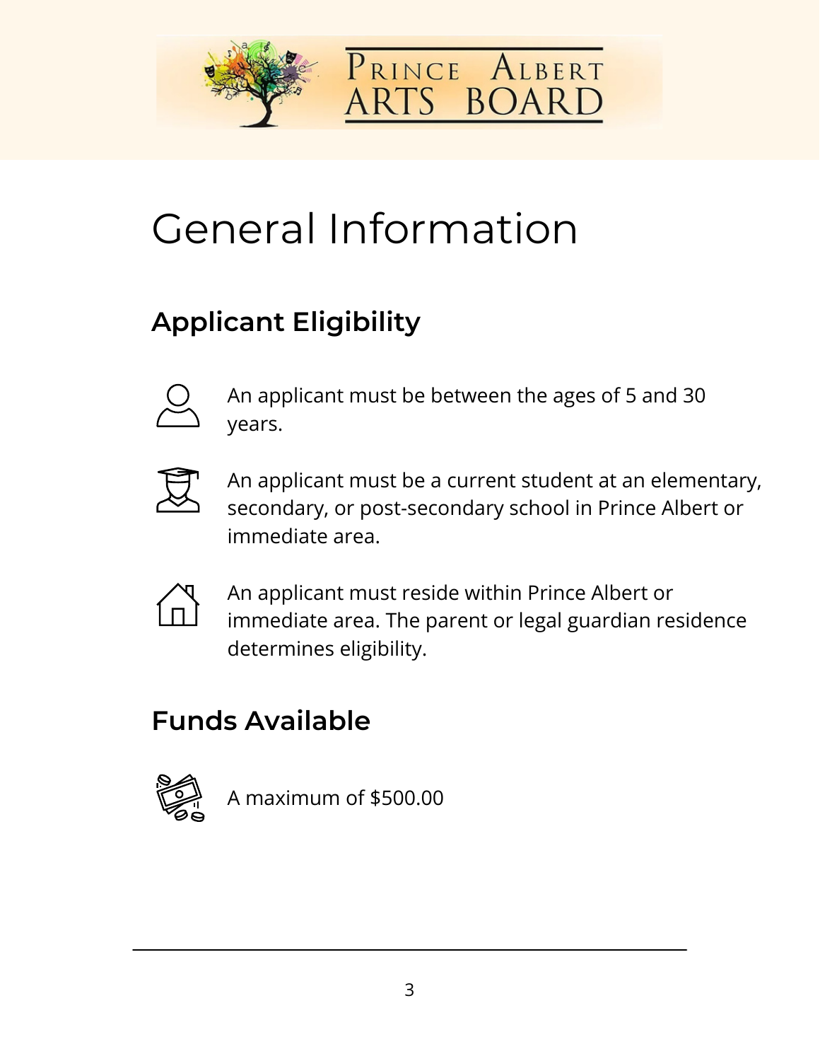# General Information

## Applicant Eligibility

An applicant must be between the ages of 5 and 30 years.

An applicant must be a current student at an elementary, secondary, or post-secondary school in Prince Albert or immediate area.

An applicant must reside within Prince Albert or immediate area. The parent or legal guardian residence determines eligibility.

## Funds Available

A maximum of $500.00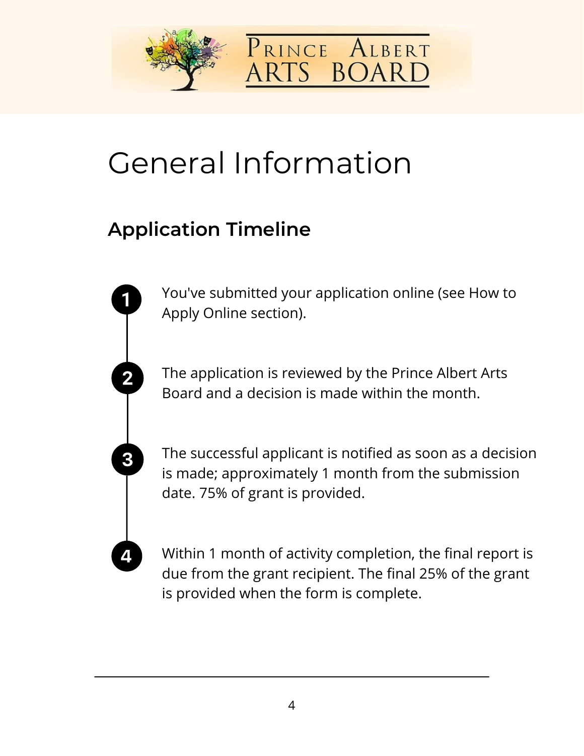# General Information

## Application Timeline

1. You've submitted your application online (see How to Apply Online section).
2. The application is reviewed by the Prince Albert Arts Board and a decision is made within the month.
3. The successful applicant is notified as soon as a decision is made; approximately 1 month from the submission date. 75% of grant is provided.
4. Within 1 month of activity completion, the final report is due from the grant recipient. The final 25% of the grant is provided when the form is complete.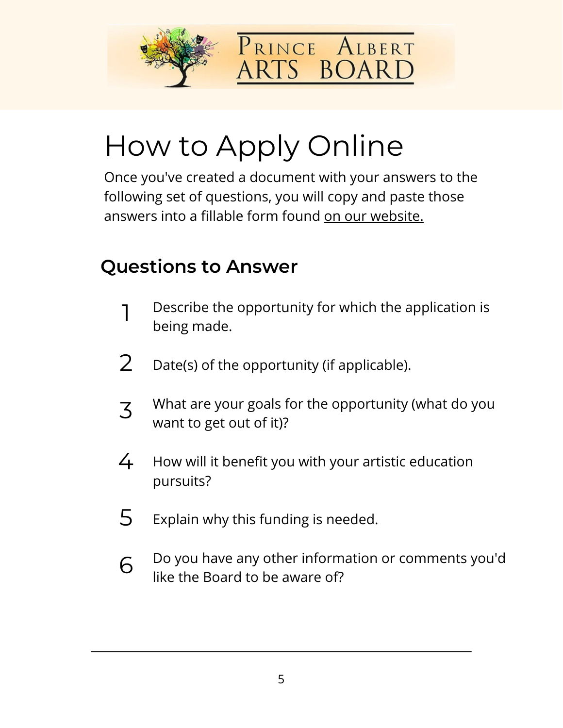PRINCE ALBERT ARTS BOARD

# How to Apply Online

Once you've created a document with your answers to the following set of questions, you will copy and paste those answers into a fillable form found on our website.

## Questions to Answer

1. Describe the opportunity for which the application is being made.
2. Date(s) of the opportunity (if applicable).
3. What are your goals for the opportunity (what do you want to get out of it)?
4. How will it benefit you with your artistic education pursuits?
5. Explain why this funding is needed.
6. Do you have any other information or comments you'd like the Board to be aware of?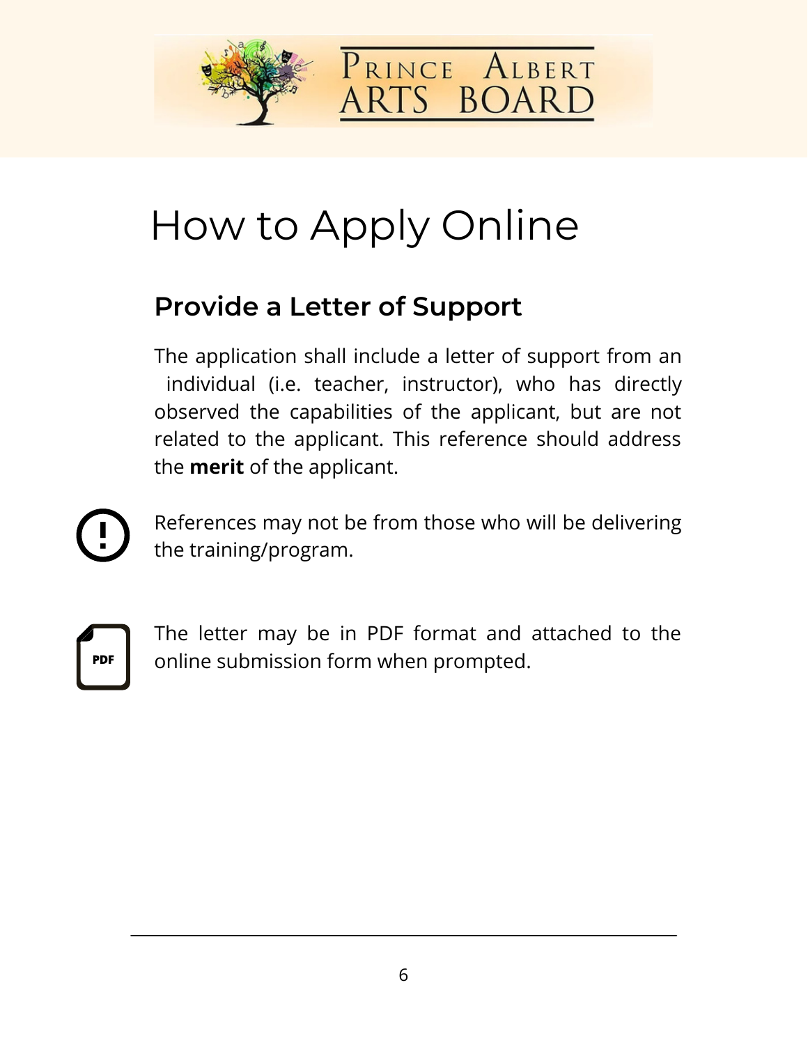# How to Apply Online

## Provide a Letter of Support

The application shall include a letter of support from an individual (i.e. teacher, instructor), who has directly observed the capabilities of the applicant, but are not related to the applicant. This reference should address the **merit** of the applicant.

References may not be from those who will be delivering the training/program.

The letter may be in PDF format and attached to the online submission form when prompted.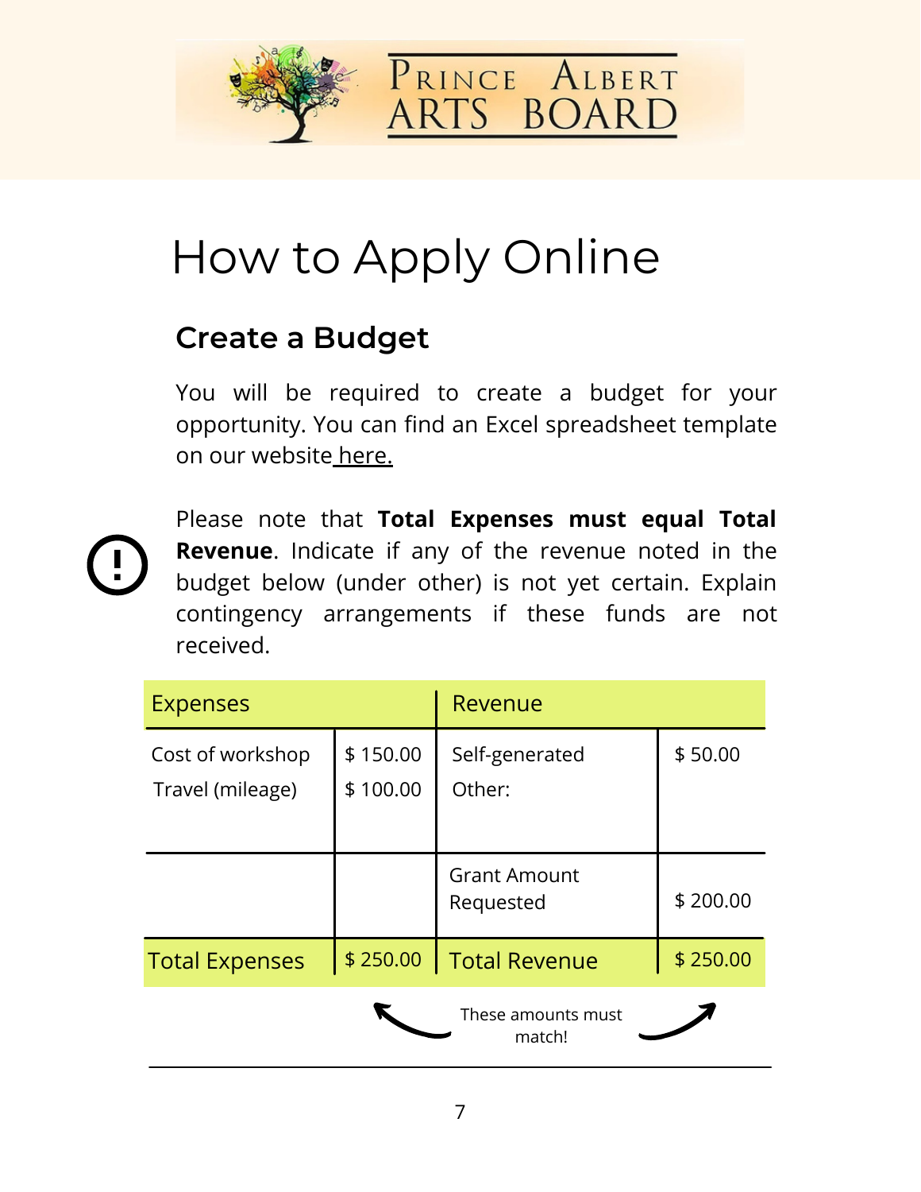# How to Apply Online

## Create a Budget

You will be required to create a budget for your opportunity. You can find an Excel spreadsheet template on our website here.

Please note that **Total Expenses must equal Total Revenue**. Indicate if any of the revenue noted in the budget below (under other) is not yet certain. Explain contingency arrangements if these funds are not received.

| Expenses | | Revenue | |
|---|---|---|---|
| Cost of workshop<br>Travel (mileage) | $ 150.00<br>$ 100.00 | Self-generated<br>Other: | $ 50.00 |
| | | Grant Amount Requested | $ 200.00 |
| Total Expenses | $ 250.00 | Total Revenue | $ 250.00 |

These amounts must match!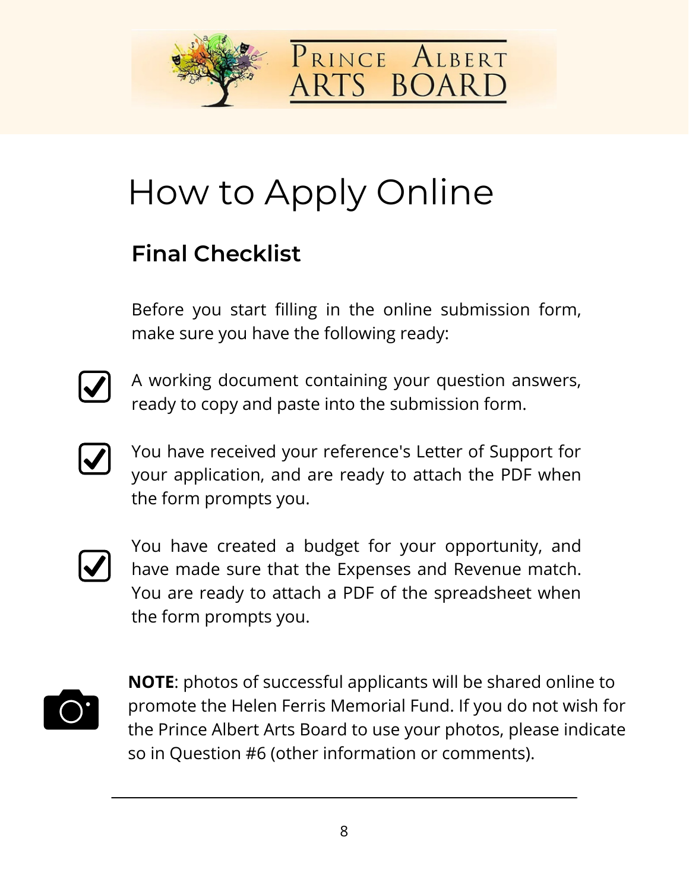# How to Apply Online

## Final Checklist

Before you start filling in the online submission form, make sure you have the following ready:

- [x] A working document containing your question answers, ready to copy and paste into the submission form.
- [x] You have received your reference's Letter of Support for your application, and are ready to attach the PDF when the form prompts you.
- [x] You have created a budget for your opportunity, and have made sure that the Expenses and Revenue match. You are ready to attach a PDF of the spreadsheet when the form prompts you.

**NOTE**: photos of successful applicants will be shared online to promote the Helen Ferris Memorial Fund. If you do not wish for the Prince Albert Arts Board to use your photos, please indicate so in Question #6 (other information or comments).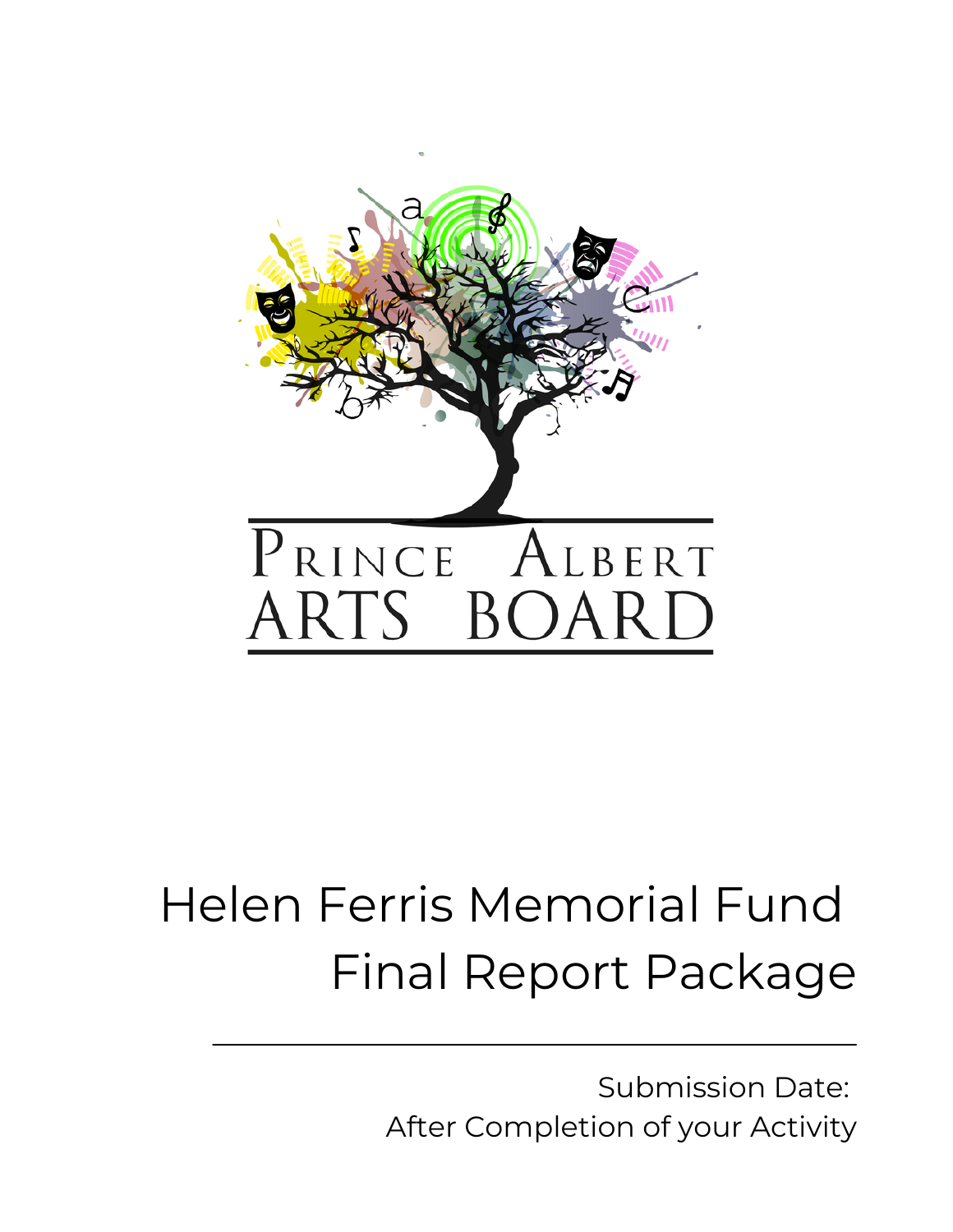PRINCE ALBERT ARTS BOARD

# Helen Ferris Memorial Fund Final Report Package

Submission Date:
After Completion of your Activity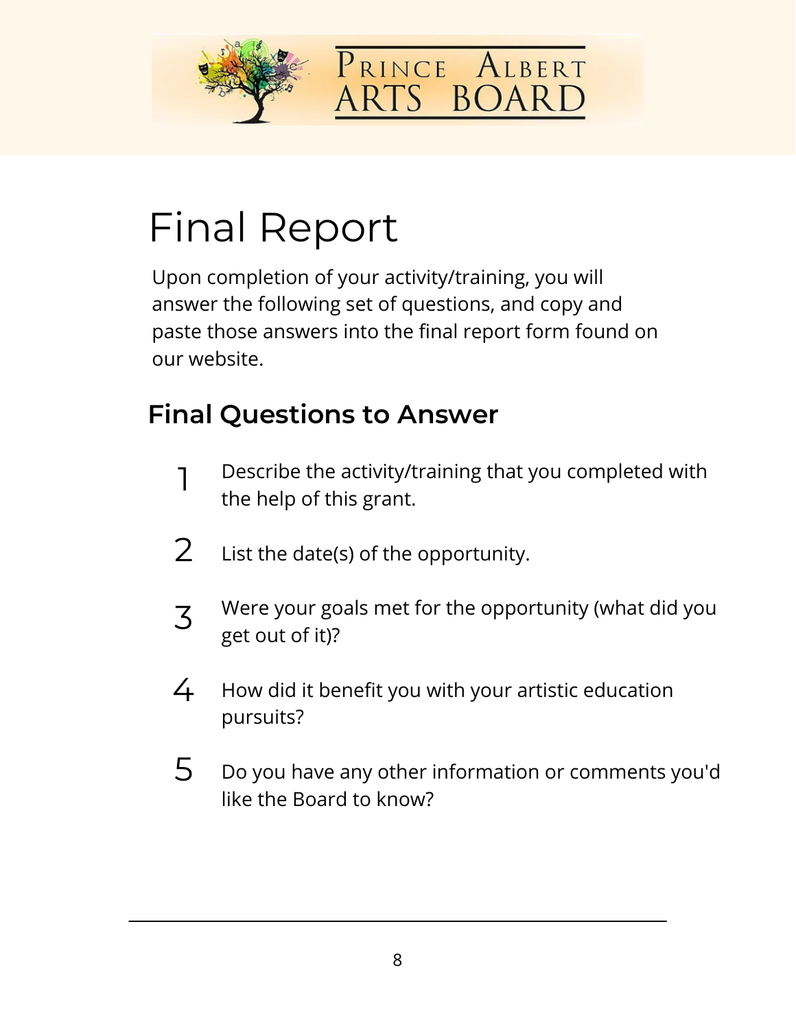# Final Report

Upon completion of your activity/training, you will answer the following set of questions, and copy and paste those answers into the final report form found on our website.

## Final Questions to Answer

1. Describe the activity/training that you completed with the help of this grant.
2. List the date(s) of the opportunity.
3. Were your goals met for the opportunity (what did you get out of it)?
4. How did it benefit you with your artistic education pursuits?
5. Do you have any other information or comments you'd like the Board to know?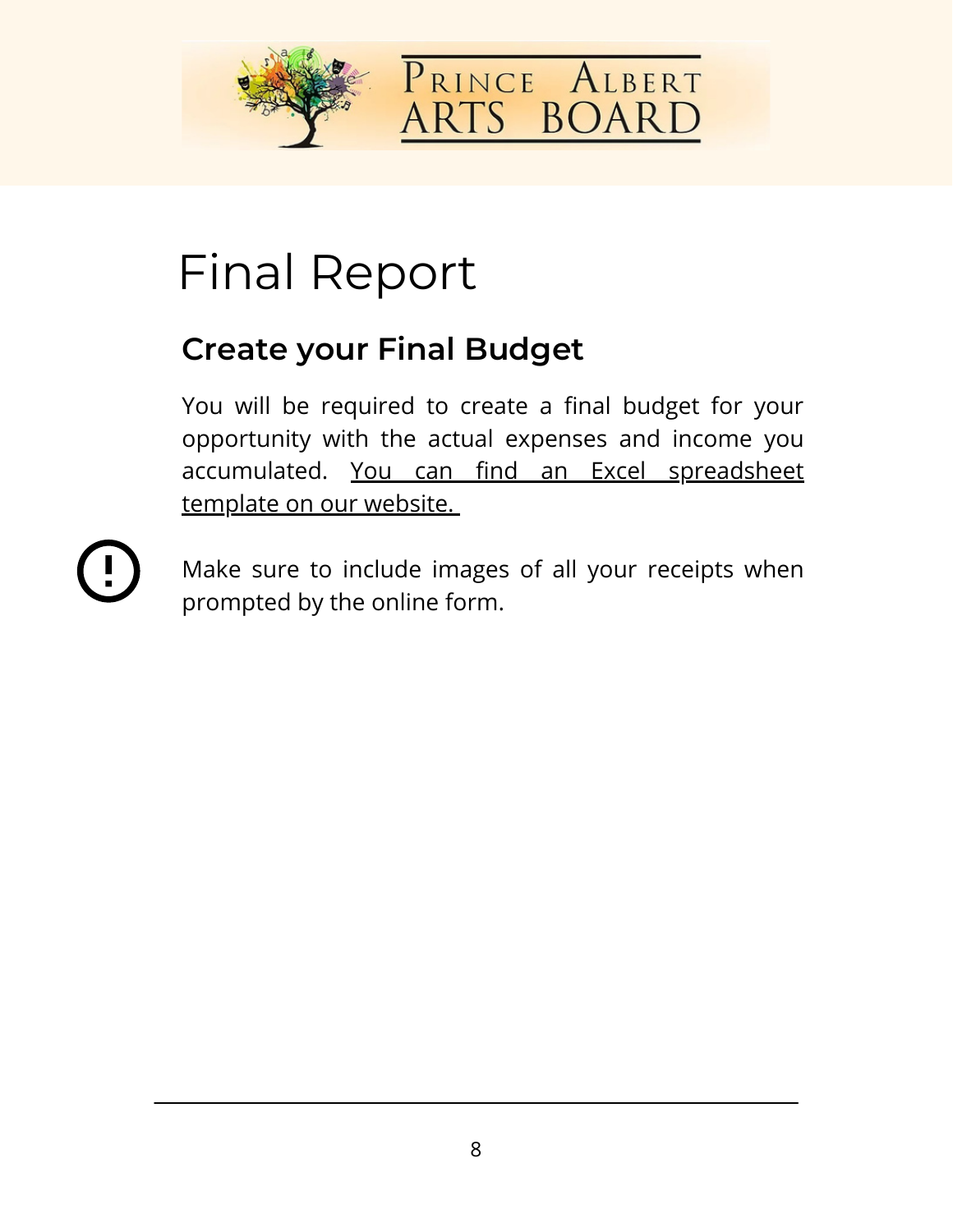# Final Report

## Create your Final Budget

You will be required to create a final budget for your opportunity with the actual expenses and income you accumulated. You can find an Excel spreadsheet template on our website.

Make sure to include images of all your receipts when prompted by the online form.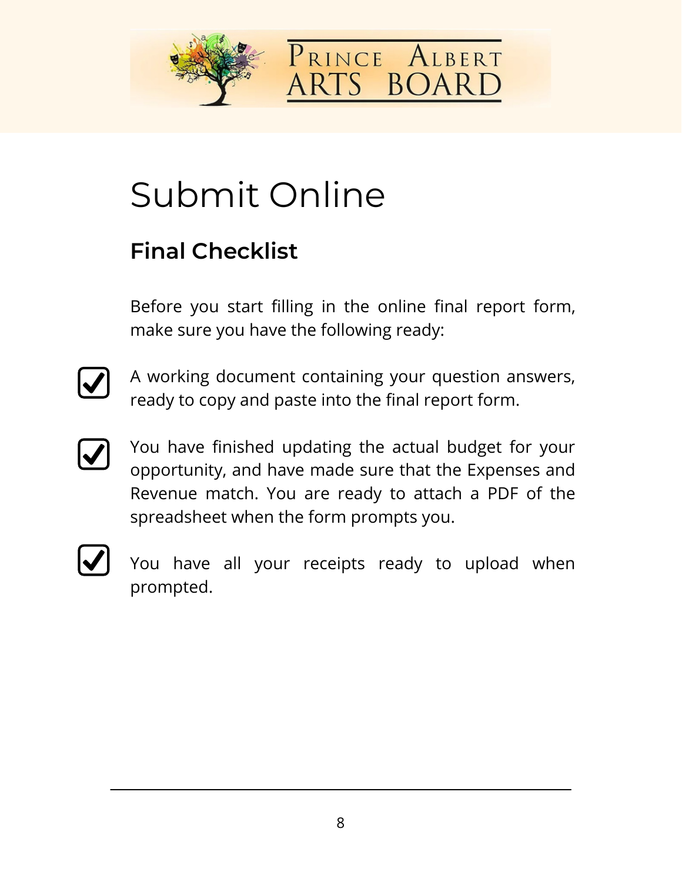# Submit Online

## Final Checklist

Before you start filling in the online final report form, make sure you have the following ready:

- [x] A working document containing your question answers, ready to copy and paste into the final report form.
- [x] You have finished updating the actual budget for your opportunity, and have made sure that the Expenses and Revenue match. You are ready to attach a PDF of the spreadsheet when the form prompts you.
- [x] You have all your receipts ready to upload when prompted.